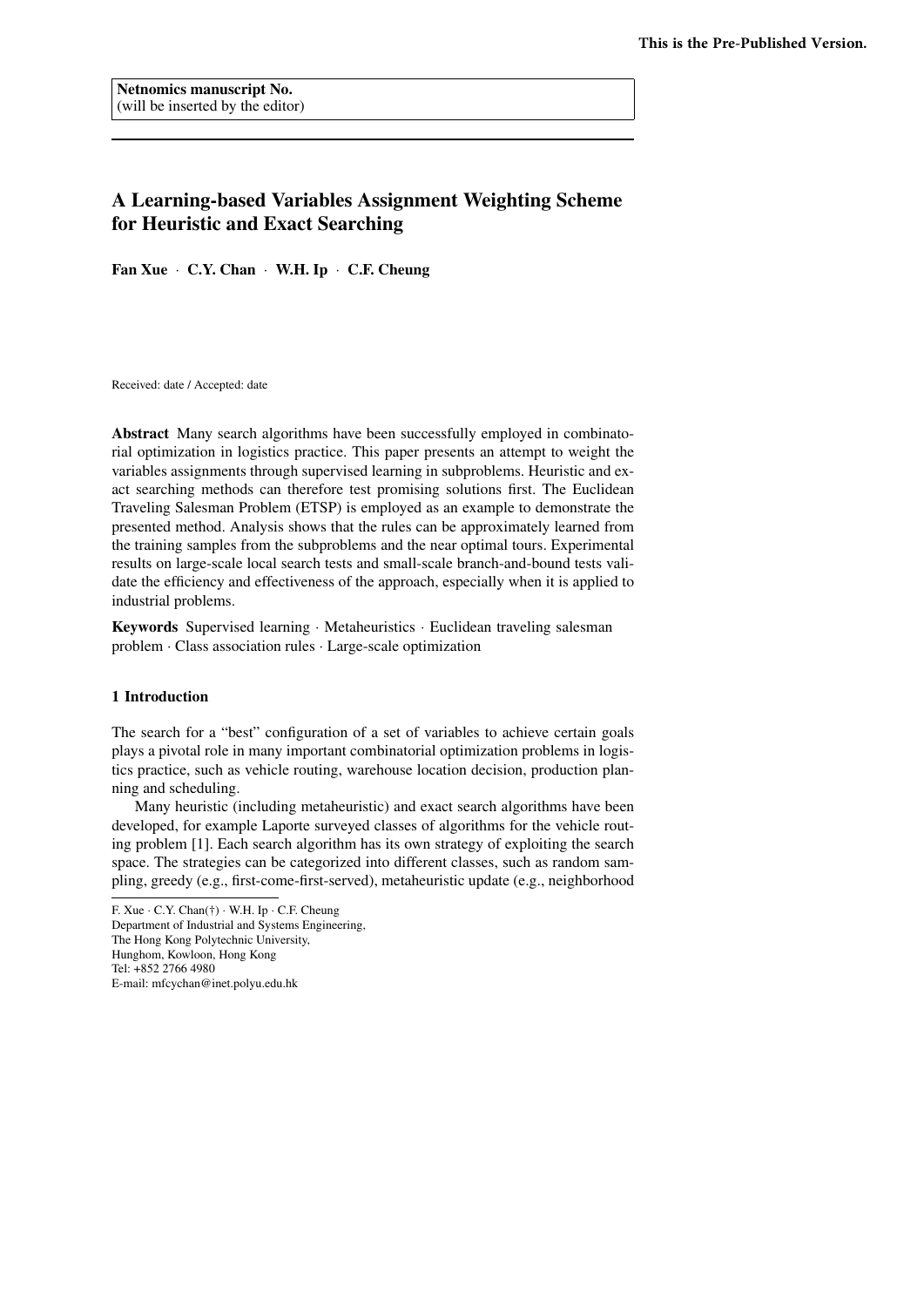**Netnomics manuscript No.**
(will be inserted by the editor)

# A Learning-based Variables Assignment Weighting Scheme for Heuristic and Exact Searching

**Fan Xue · C.Y. Chan · W.H. Ip · C.F. Cheung**

Received: date / Accepted: date

**Abstract** Many search algorithms have been successfully employed in combinatorial optimization in logistics practice. This paper presents an attempt to weight the variables assignments through supervised learning in subproblems. Heuristic and exact searching methods can therefore test promising solutions first. The Euclidean Traveling Salesman Problem (ETSP) is employed as an example to demonstrate the presented method. Analysis shows that the rules can be approximately learned from the training samples from the subproblems and the near optimal tours. Experimental results on large-scale local search tests and small-scale branch-and-bound tests validate the efficiency and effectiveness of the approach, especially when it is applied to industrial problems.

**Keywords** Supervised learning · Metaheuristics · Euclidean traveling salesman problem · Class association rules · Large-scale optimization

## 1 Introduction

The search for a "best" configuration of a set of variables to achieve certain goals plays a pivotal role in many important combinatorial optimization problems in logistics practice, such as vehicle routing, warehouse location decision, production planning and scheduling.

Many heuristic (including metaheuristic) and exact search algorithms have been developed, for example Laporte surveyed classes of algorithms for the vehicle routing problem [1]. Each search algorithm has its own strategy of exploiting the search space. The strategies can be categorized into different classes, such as random sampling, greedy (e.g., first-come-first-served), metaheuristic update (e.g., neighborhood

---

F. Xue · C.Y. Chan(†) · W.H. Ip · C.F. Cheung
Department of Industrial and Systems Engineering,
The Hong Kong Polytechnic University,
Hunghom, Kowloon, Hong Kong
Tel: +852 2766 4980
E-mail: mfcychan@inet.polyu.edu.hk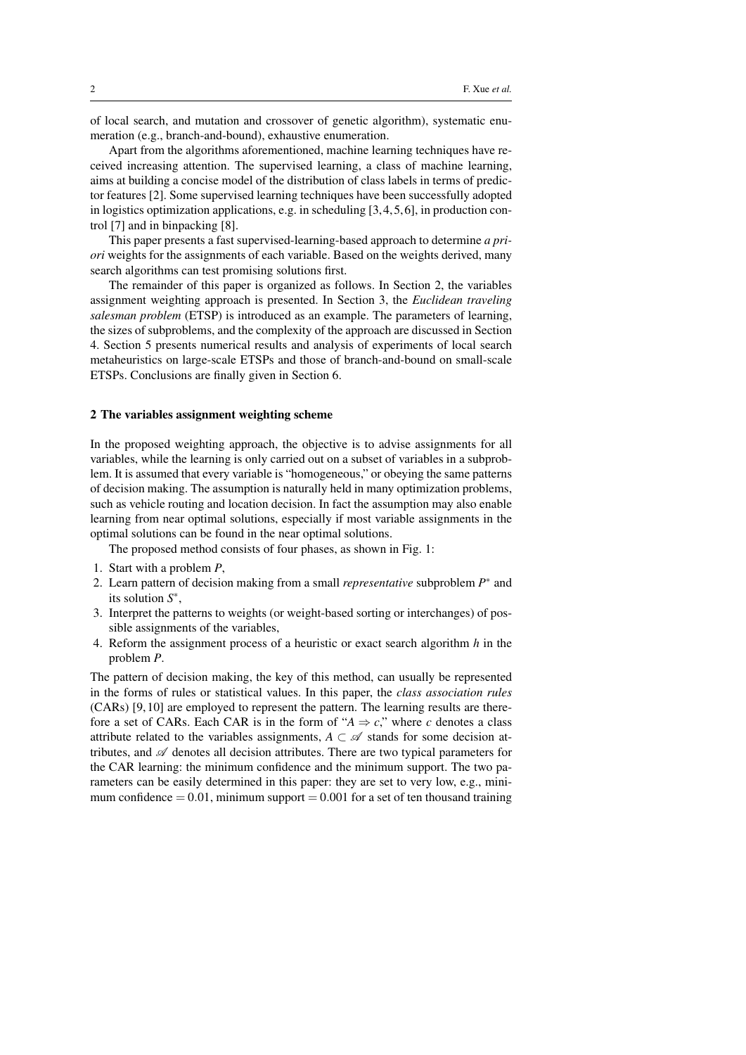of local search, and mutation and crossover of genetic algorithm), systematic enumeration (e.g., branch-and-bound), exhaustive enumeration.

Apart from the algorithms aforementioned, machine learning techniques have received increasing attention. The supervised learning, a class of machine learning, aims at building a concise model of the distribution of class labels in terms of predictor features [2]. Some supervised learning techniques have been successfully adopted in logistics optimization applications, e.g. in scheduling [3,4,5,6], in production control [7] and in binpacking [8].

This paper presents a fast supervised-learning-based approach to determine *a priori* weights for the assignments of each variable. Based on the weights derived, many search algorithms can test promising solutions first.

The remainder of this paper is organized as follows. In Section 2, the variables assignment weighting approach is presented. In Section 3, the *Euclidean traveling salesman problem* (ETSP) is introduced as an example. The parameters of learning, the sizes of subproblems, and the complexity of the approach are discussed in Section 4. Section 5 presents numerical results and analysis of experiments of local search metaheuristics on large-scale ETSPs and those of branch-and-bound on small-scale ETSPs. Conclusions are finally given in Section 6.

## 2 The variables assignment weighting scheme

In the proposed weighting approach, the objective is to advise assignments for all variables, while the learning is only carried out on a subset of variables in a subproblem. It is assumed that every variable is "homogeneous," or obeying the same patterns of decision making. The assumption is naturally held in many optimization problems, such as vehicle routing and location decision. In fact the assumption may also enable learning from near optimal solutions, especially if most variable assignments in the optimal solutions can be found in the near optimal solutions.

The proposed method consists of four phases, as shown in Fig. 1:

1. Start with a problem $P$,
2. Learn pattern of decision making from a small *representative* subproblem $P^*$ and its solution $S^*$,
3. Interpret the patterns to weights (or weight-based sorting or interchanges) of possible assignments of the variables,
4. Reform the assignment process of a heuristic or exact search algorithm $h$ in the problem $P$.

The pattern of decision making, the key of this method, can usually be represented in the forms of rules or statistical values. In this paper, the *class association rules* (CARs) [9,10] are employed to represent the pattern. The learning results are therefore a set of CARs. Each CAR is in the form of "$A \Rightarrow c$," where $c$ denotes a class attribute related to the variables assignments, $A \subset \mathscr{A}$ stands for some decision attributes, and $\mathscr{A}$ denotes all decision attributes. There are two typical parameters for the CAR learning: the minimum confidence and the minimum support. The two parameters can be easily determined in this paper: they are set to very low, e.g., minimum confidence $= 0.01$, minimum support $= 0.001$ for a set of ten thousand training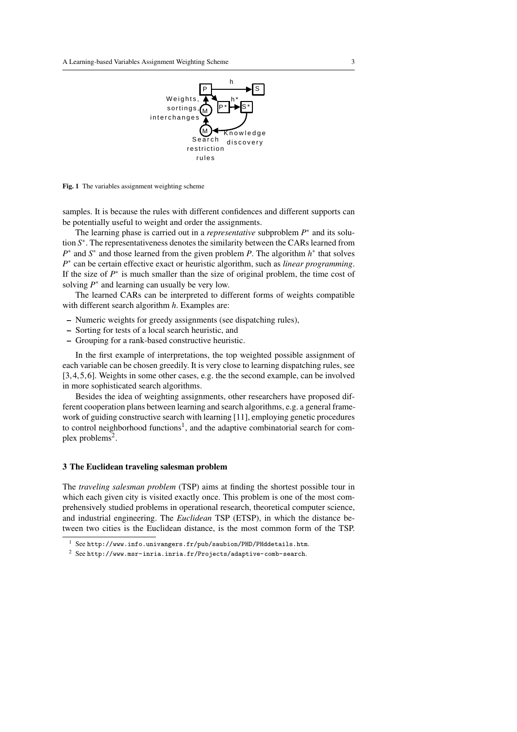Fig. 1 The variables assignment weighting scheme

samples. It is because the rules with different confidences and different supports can be potentially useful to weight and order the assignments.

The learning phase is carried out in a *representative* subproblem $P^*$ and its solution $S^*$. The representativeness denotes the similarity between the CARs learned from $P^*$ and $S^*$ and those learned from the given problem $P$. The algorithm $h^*$ that solves $P^*$ can be certain effective exact or heuristic algorithm, such as *linear programming*. If the size of $P^*$ is much smaller than the size of original problem, the time cost of solving $P^*$ and learning can usually be very low.

The learned CARs can be interpreted to different forms of weights compatible with different search algorithm $h$. Examples are:

- Numeric weights for greedy assignments (see dispatching rules),
- Sorting for tests of a local search heuristic, and
- Grouping for a rank-based constructive heuristic.

In the first example of interpretations, the top weighted possible assignment of each variable can be chosen greedily. It is very close to learning dispatching rules, see [3,4,5,6]. Weights in some other cases, e.g. the the second example, can be involved in more sophisticated search algorithms.

Besides the idea of weighting assignments, other researchers have proposed different cooperation plans between learning and search algorithms, e.g. a general framework of guiding constructive search with learning [11], employing genetic procedures to control neighborhood functions[1], and the adaptive combinatorial search for complex problems[2].

## 3 The Euclidean traveling salesman problem

The *traveling salesman problem* (TSP) aims at finding the shortest possible tour in which each given city is visited exactly once. This problem is one of the most comprehensively studied problems in operational research, theoretical computer science, and industrial engineering. The *Euclidean* TSP (ETSP), in which the distance between two cities is the Euclidean distance, is the most common form of the TSP.

[1] See http://www.info.univangers.fr/pub/saubion/PHD/PHddetails.htm.

[2] See http://www.msr-inria.inria.fr/Projects/adaptive-comb-search.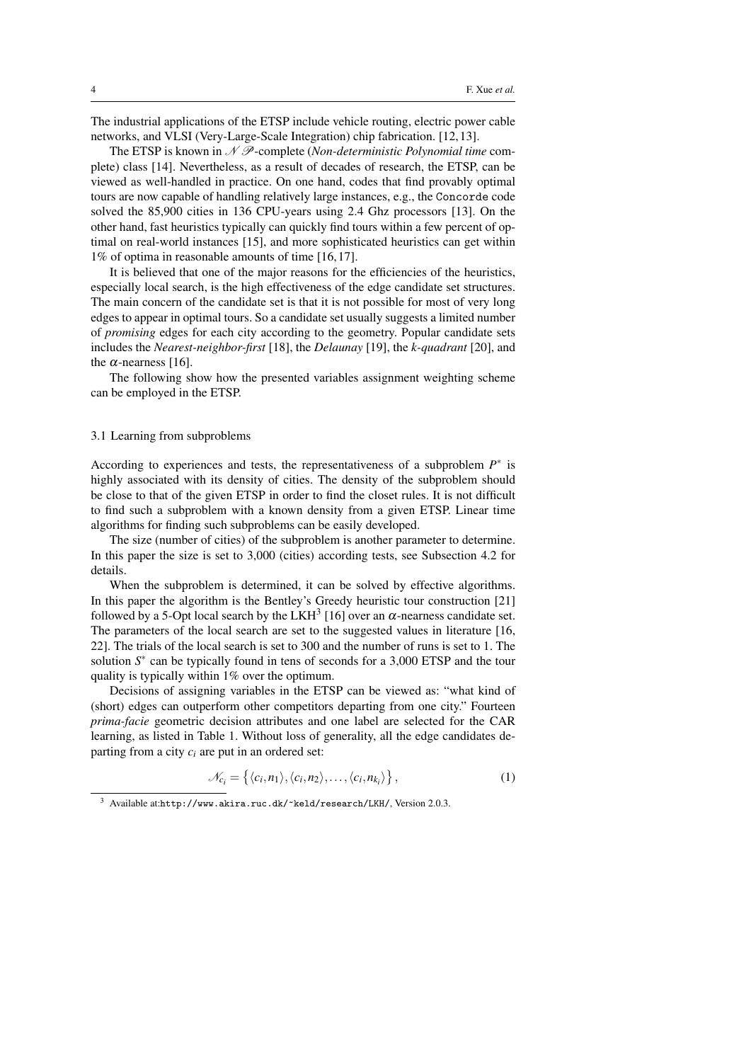The industrial applications of the ETSP include vehicle routing, electric power cable networks, and VLSI (Very-Large-Scale Integration) chip fabrication. [12,13].

The ETSP is known in $\mathscr{N}\mathscr{P}$-complete (*Non-deterministic Polynomial time* complete) class [14]. Nevertheless, as a result of decades of research, the ETSP, can be viewed as well-handled in practice. On one hand, codes that find provably optimal tours are now capable of handling relatively large instances, e.g., the `Concorde` code solved the 85,900 cities in 136 CPU-years using 2.4 Ghz processors [13]. On the other hand, fast heuristics typically can quickly find tours within a few percent of optimal on real-world instances [15], and more sophisticated heuristics can get within 1% of optima in reasonable amounts of time [16,17].

It is believed that one of the major reasons for the efficiencies of the heuristics, especially local search, is the high effectiveness of the edge candidate set structures. The main concern of the candidate set is that it is not possible for most of very long edges to appear in optimal tours. So a candidate set usually suggests a limited number of *promising* edges for each city according to the geometry. Popular candidate sets includes the *Nearest-neighbor-first* [18], the *Delaunay* [19], the *k-quadrant* [20], and the $\alpha$-nearness [16].

The following show how the presented variables assignment weighting scheme can be employed in the ETSP.

### 3.1 Learning from subproblems

According to experiences and tests, the representativeness of a subproblem $P^*$ is highly associated with its density of cities. The density of the subproblem should be close to that of the given ETSP in order to find the closet rules. It is not difficult to find such a subproblem with a known density from a given ETSP. Linear time algorithms for finding such subproblems can be easily developed.

The size (number of cities) of the subproblem is another parameter to determine. In this paper the size is set to 3,000 (cities) according tests, see Subsection 4.2 for details.

When the subproblem is determined, it can be solved by effective algorithms. In this paper the algorithm is the Bentley's Greedy heuristic tour construction [21] followed by a 5-Opt local search by the LKH[3] [16] over an $\alpha$-nearness candidate set. The parameters of the local search are set to the suggested values in literature [16, 22]. The trials of the local search is set to 300 and the number of runs is set to 1. The solution $S^*$ can be typically found in tens of seconds for a 3,000 ETSP and the tour quality is typically within 1% over the optimum.

Decisions of assigning variables in the ETSP can be viewed as: "what kind of (short) edges can outperform other competitors departing from one city." Fourteen *prima-facie* geometric decision attributes and one label are selected for the CAR learning, as listed in Table 1. Without loss of generality, all the edge candidates departing from a city $c_i$ are put in an ordered set:

$$\mathscr{N}_{c_i} = \left\{ \langle c_i, n_1 \rangle, \langle c_i, n_2 \rangle, \ldots, \langle c_i, n_{k_i} \rangle \right\}, \tag{1}$$

[3] Available at:`http://www.akira.ruc.dk/~keld/research/LKH/`, Version 2.0.3.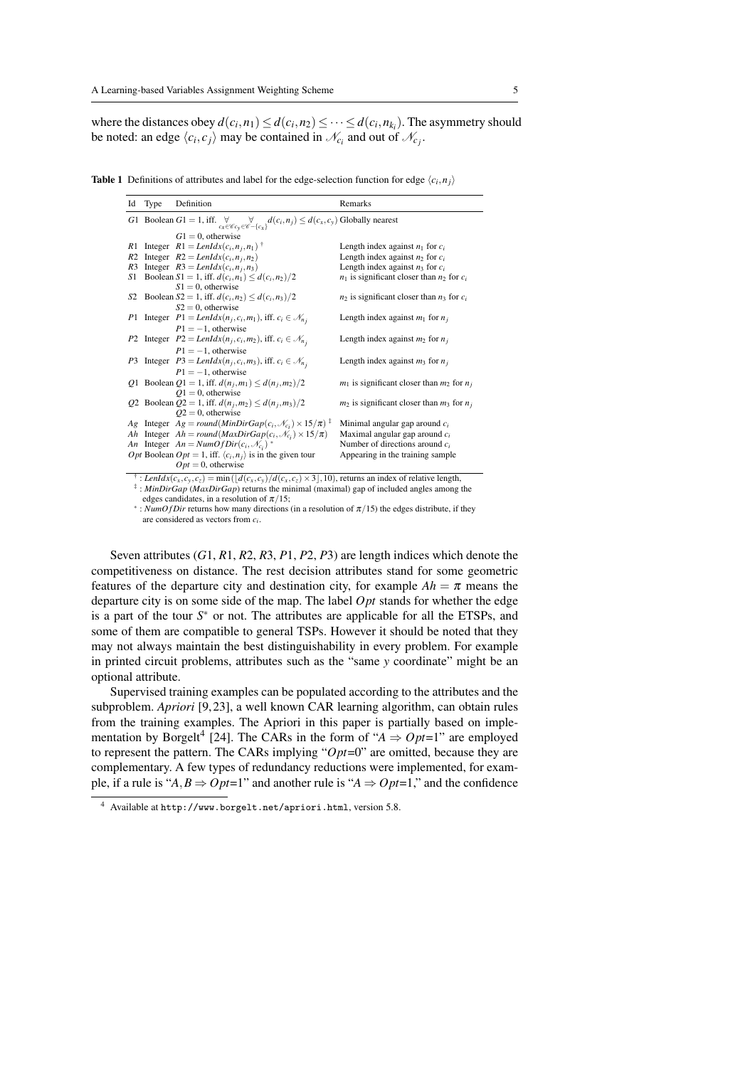where the distances obey $d(c_i,n_1) \le d(c_i,n_2) \le \cdots \le d(c_i,n_{k_i})$. The asymmetry should be noted: an edge $\langle c_i, c_j \rangle$ may be contained in $\mathcal{N}_{c_i}$ and out of $\mathcal{N}_{c_j}$.

**Table 1** Definitions of attributes and label for the edge-selection function for edge $\langle c_i, n_j \rangle$

| Id | Type | Definition | Remarks |
|---|---|---|---|
| $G1$ | Boolean | $G1 = 1$, iff. $\underset{c_x \in \mathscr{C}}{\forall} \underset{c_y \in \mathscr{C}-\{c_x\}}{\forall} d(c_i,n_j) \le d(c_x,c_y)$<br>$G1 = 0$, otherwise | Globally nearest |
| $R1$ | Integer | $R1 = LenIdx(c_i,n_j,n_1)$ † | Length index against $n_1$ for $c_i$ |
| $R2$ | Integer | $R2 = LenIdx(c_i,n_j,n_2)$ | Length index against $n_2$ for $c_i$ |
| $R3$ | Integer | $R3 = LenIdx(c_i,n_j,n_3)$ | Length index against $n_3$ for $c_i$ |
| $S1$ | Boolean | $S1 = 1$, iff. $d(c_i,n_1) \le d(c_i,n_2)/2$<br>$S1 = 0$, otherwise | $n_1$ is significant closer than $n_2$ for $c_i$ |
| $S2$ | Boolean | $S2 = 1$, iff. $d(c_i,n_2) \le d(c_i,n_3)/2$<br>$S2 = 0$, otherwise | $n_2$ is significant closer than $n_3$ for $c_i$ |
| $P1$ | Integer | $P1 = LenIdx(n_j,c_i,m_1)$, iff. $c_i \in \mathcal{N}_{n_j}$<br>$P1 = -1$, otherwise | Length index against $m_1$ for $n_j$ |
| $P2$ | Integer | $P2 = LenIdx(n_j,c_i,m_2)$, iff. $c_i \in \mathcal{N}_{n_j}$<br>$P1 = -1$, otherwise | Length index against $m_2$ for $n_j$ |
| $P3$ | Integer | $P3 = LenIdx(n_j,c_i,m_3)$, iff. $c_i \in \mathcal{N}_{n_j}$<br>$P1 = -1$, otherwise | Length index against $m_3$ for $n_j$ |
| $Q1$ | Boolean | $Q1 = 1$, iff. $d(n_j,m_1) \le d(n_j,m_2)/2$<br>$Q1 = 0$, otherwise | $m_1$ is significant closer than $m_2$ for $n_j$ |
| $Q2$ | Boolean | $Q2 = 1$, iff. $d(n_j,m_2) \le d(n_j,m_3)/2$<br>$Q2 = 0$, otherwise | $m_2$ is significant closer than $m_3$ for $n_j$ |
| $Ag$ | Integer | $Ag = round(MinDirGap(c_i,\mathcal{N}_{c_i}) \times 15/\pi)$ ‡ | Minimal angular gap around $c_i$ |
| $Ah$ | Integer | $Ah = round(MaxDirGap(c_i,\mathcal{N}_{c_i}) \times 15/\pi)$ | Maximal angular gap around $c_i$ |
| $An$ | Integer | $An = NumOfDir(c_i,\mathcal{N}_{c_i})$ * | Number of directions around $c_i$ |
| $Opt$ | Boolean | $Opt = 1$, iff. $\langle c_i,n_j \rangle$ is in the given tour<br>$Opt = 0$, otherwise | Appearing in the training sample |

† : $LenIdx(c_x,c_y,c_z) = \min(\lfloor d(c_x,c_y)/d(c_x,c_z) \times 3 \rfloor, 10)$, returns an index of relative length,
‡ : *MinDirGap* (*MaxDirGap*) returns the minimal (maximal) gap of included angles among the edges candidates, in a resolution of $\pi/15$;
* : *NumOfDir* returns how many directions (in a resolution of $\pi/15$) the edges distribute, if they are considered as vectors from $c_i$.

Seven attributes ($G1$, $R1$, $R2$, $R3$, $P1$, $P2$, $P3$) are length indices which denote the competitiveness on distance. The rest decision attributes stand for some geometric features of the departure city and destination city, for example $Ah = \pi$ means the departure city is on some side of the map. The label $Opt$ stands for whether the edge is a part of the tour $S^*$ or not. The attributes are applicable for all the ETSPs, and some of them are compatible to general TSPs. However it should be noted that they may not always maintain the best distinguishability in every problem. For example in printed circuit problems, attributes such as the "same $y$ coordinate" might be an optional attribute.

Supervised training examples can be populated according to the attributes and the subproblem. *Apriori* [9, 23], a well known CAR learning algorithm, can obtain rules from the training examples. The Apriori in this paper is partially based on implementation by Borgelt[4] [24]. The CARs in the form of "$A \Rightarrow Opt$=1" are employed to represent the pattern. The CARs implying "$Opt$=0" are omitted, because they are complementary. A few types of redundancy reductions were implemented, for example, if a rule is "$A, B \Rightarrow Opt$=1" and another rule is "$A \Rightarrow Opt$=1," and the confidence

[4] Available at http://www.borgelt.net/apriori.html, version 5.8.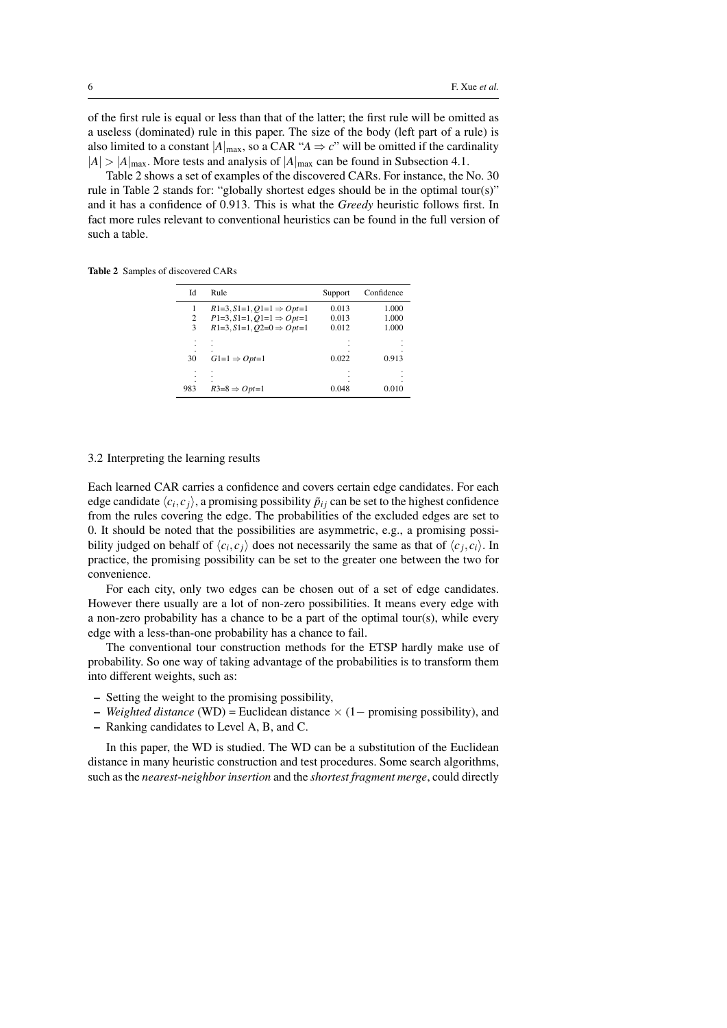of the first rule is equal or less than that of the latter; the first rule will be omitted as a useless (dominated) rule in this paper. The size of the body (left part of a rule) is also limited to a constant $|A|_{\max}$, so a CAR "$A \Rightarrow c$" will be omitted if the cardinality $|A| > |A|_{\max}$. More tests and analysis of $|A|_{\max}$ can be found in Subsection 4.1.

Table 2 shows a set of examples of the discovered CARs. For instance, the No. 30 rule in Table 2 stands for: "globally shortest edges should be in the optimal tour(s)" and it has a confidence of 0.913. This is what the *Greedy* heuristic follows first. In fact more rules relevant to conventional heuristics can be found in the full version of such a table.

**Table 2** Samples of discovered CARs

| Id | Rule | Support | Confidence |
|---|---|---|---|
| 1 | $R1{=}3, S1{=}1, Q1{=}1 \Rightarrow Opt{=}1$ | 0.013 | 1.000 |
| 2 | $P1{=}3, S1{=}1, Q1{=}1 \Rightarrow Opt{=}1$ | 0.013 | 1.000 |
| 3 | $R1{=}3, S1{=}1, Q2{=}0 \Rightarrow Opt{=}1$ | 0.012 | 1.000 |
| ⋮ | ⋮ | ⋮ | ⋮ |
| 30 | $G1{=}1 \Rightarrow Opt{=}1$ | 0.022 | 0.913 |
| ⋮ | ⋮ | ⋮ | ⋮ |
| 983 | $R3{=}8 \Rightarrow Opt{=}1$ | 0.048 | 0.010 |

### 3.2 Interpreting the learning results

Each learned CAR carries a confidence and covers certain edge candidates. For each edge candidate $\langle c_i, c_j \rangle$, a promising possibility $\tilde{p}_{ij}$ can be set to the highest confidence from the rules covering the edge. The probabilities of the excluded edges are set to 0. It should be noted that the possibilities are asymmetric, e.g., a promising possibility judged on behalf of $\langle c_i, c_j \rangle$ does not necessarily the same as that of $\langle c_j, c_i \rangle$. In practice, the promising possibility can be set to the greater one between the two for convenience.

For each city, only two edges can be chosen out of a set of edge candidates. However there usually are a lot of non-zero possibilities. It means every edge with a non-zero probability has a chance to be a part of the optimal tour(s), while every edge with a less-than-one probability has a chance to fail.

The conventional tour construction methods for the ETSP hardly make use of probability. So one way of taking advantage of the probabilities is to transform them into different weights, such as:

- Setting the weight to the promising possibility,
- *Weighted distance* (WD) = Euclidean distance $\times$ (1$-$ promising possibility), and
- Ranking candidates to Level A, B, and C.

In this paper, the WD is studied. The WD can be a substitution of the Euclidean distance in many heuristic construction and test procedures. Some search algorithms, such as the *nearest-neighbor insertion* and the *shortest fragment merge*, could directly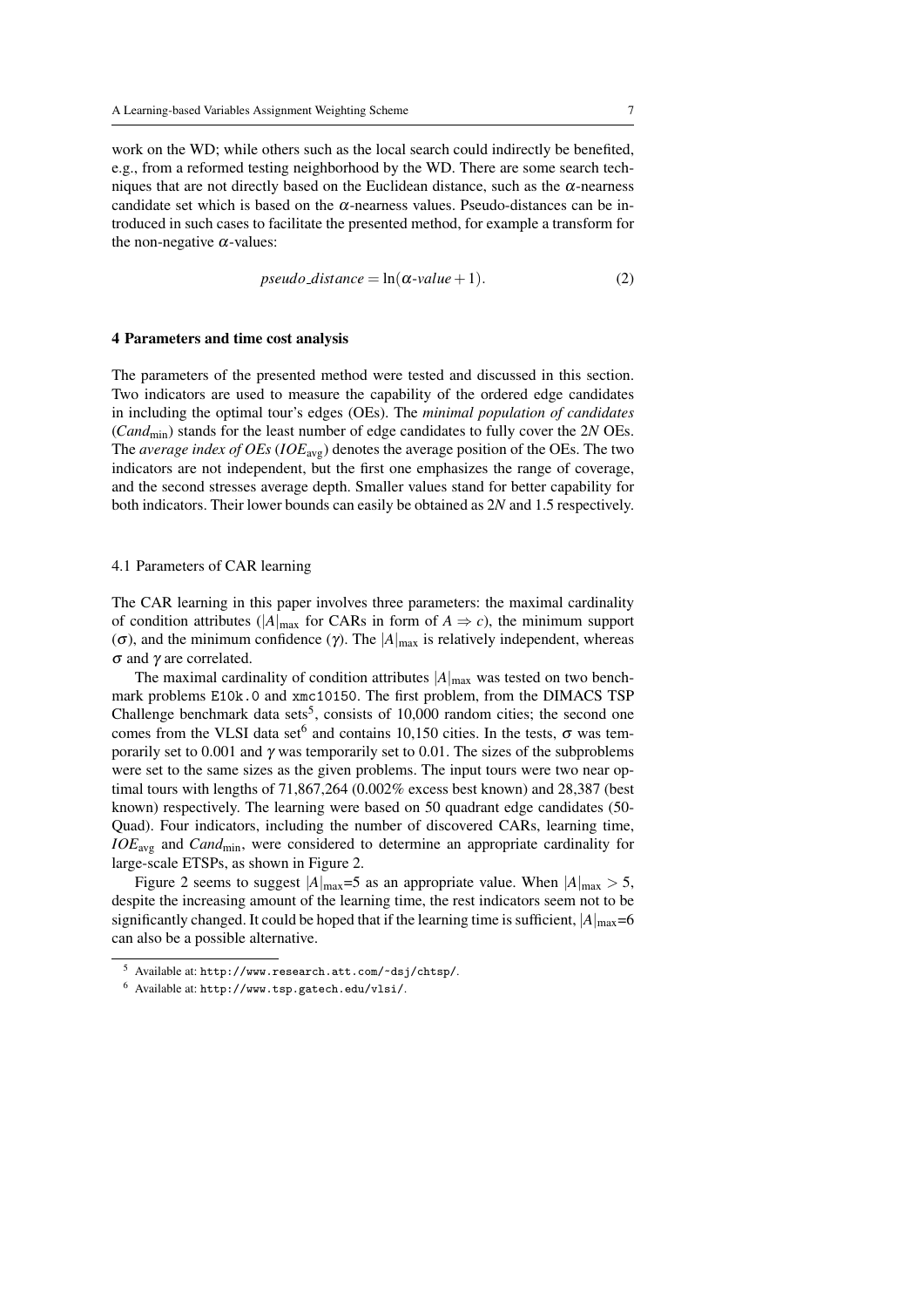work on the WD; while others such as the local search could indirectly be benefited, e.g., from a reformed testing neighborhood by the WD. There are some search techniques that are not directly based on the Euclidean distance, such as the $\alpha$-nearness candidate set which is based on the $\alpha$-nearness values. Pseudo-distances can be introduced in such cases to facilitate the presented method, for example a transform for the non-negative $\alpha$-values:

$$pseudo\_distance = \ln(\alpha\text{-}value + 1). \tag{2}$$

## 4 Parameters and time cost analysis

The parameters of the presented method were tested and discussed in this section. Two indicators are used to measure the capability of the ordered edge candidates in including the optimal tour's edges (OEs). The *minimal population of candidates* ($Cand_{\min}$) stands for the least number of edge candidates to fully cover the $2N$ OEs. The *average index of OEs* ($IOE_{\text{avg}}$) denotes the average position of the OEs. The two indicators are not independent, but the first one emphasizes the range of coverage, and the second stresses average depth. Smaller values stand for better capability for both indicators. Their lower bounds can easily be obtained as $2N$ and 1.5 respectively.

### 4.1 Parameters of CAR learning

The CAR learning in this paper involves three parameters: the maximal cardinality of condition attributes ($|A|_{\max}$ for CARs in form of $A \Rightarrow c$), the minimum support ($\sigma$), and the minimum confidence ($\gamma$). The $|A|_{\max}$ is relatively independent, whereas $\sigma$ and $\gamma$ are correlated.

The maximal cardinality of condition attributes $|A|_{\max}$ was tested on two benchmark problems `E10k.0` and `xmc10150`. The first problem, from the DIMACS TSP Challenge benchmark data sets[5], consists of 10,000 random cities; the second one comes from the VLSI data set[6] and contains 10,150 cities. In the tests, $\sigma$ was temporarily set to 0.001 and $\gamma$ was temporarily set to 0.01. The sizes of the subproblems were set to the same sizes as the given problems. The input tours were two near optimal tours with lengths of 71,867,264 (0.002% excess best known) and 28,387 (best known) respectively. The learning were based on 50 quadrant edge candidates (50-Quad). Four indicators, including the number of discovered CARs, learning time, $IOE_{\text{avg}}$ and $Cand_{\min}$, were considered to determine an appropriate cardinality for large-scale ETSPs, as shown in Figure 2.

Figure 2 seems to suggest $|A|_{\max}$=5 as an appropriate value. When $|A|_{\max} > 5$, despite the increasing amount of the learning time, the rest indicators seem not to be significantly changed. It could be hoped that if the learning time is sufficient, $|A|_{\max}$=6 can also be a possible alternative.

---

[5] Available at: `http://www.research.att.com/~dsj/chtsp/`.

[6] Available at: `http://www.tsp.gatech.edu/vlsi/`.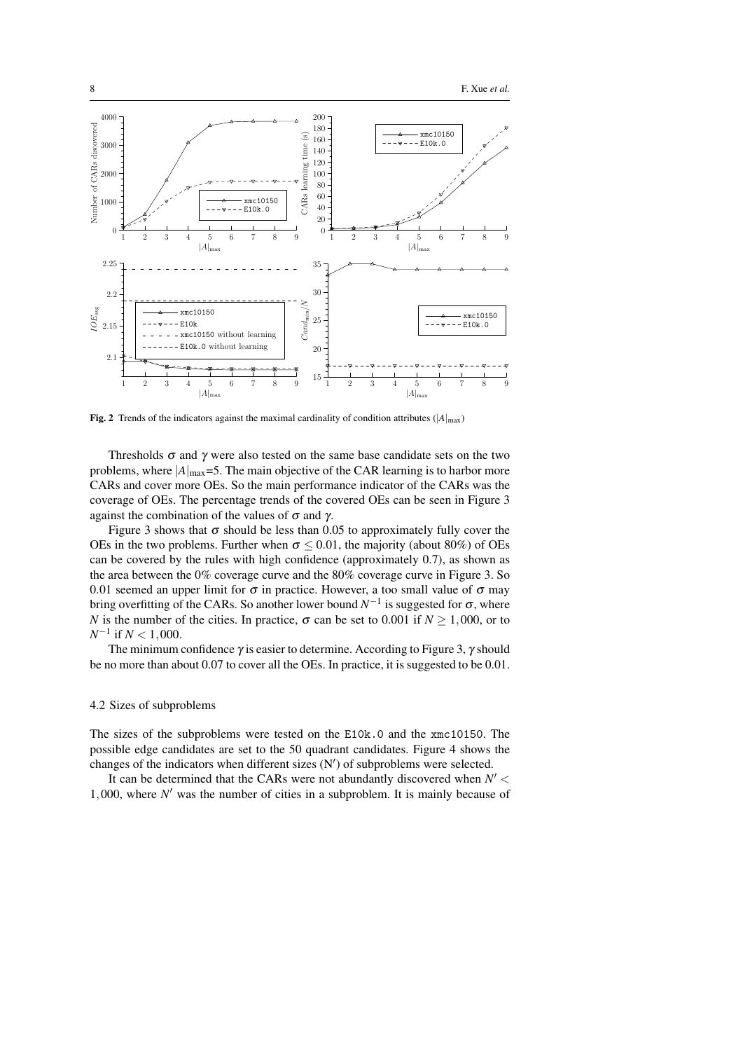**Fig. 2** Trends of the indicators against the maximal cardinality of condition attributes ($|A|_{\max}$)

Thresholds $\sigma$ and $\gamma$ were also tested on the same base candidate sets on the two problems, where $|A|_{\max}$=5. The main objective of the CAR learning is to harbor more CARs and cover more OEs. So the main performance indicator of the CARs was the coverage of OEs. The percentage trends of the covered OEs can be seen in Figure 3 against the combination of the values of $\sigma$ and $\gamma$.

Figure 3 shows that $\sigma$ should be less than 0.05 to approximately fully cover the OEs in the two problems. Further when $\sigma \leq 0.01$, the majority (about 80%) of OEs can be covered by the rules with high confidence (approximately 0.7), as shown as the area between the 0% coverage curve and the 80% coverage curve in Figure 3. So 0.01 seemed an upper limit for $\sigma$ in practice. However, a too small value of $\sigma$ may bring overfitting of the CARs. So another lower bound $N^{-1}$ is suggested for $\sigma$, where $N$ is the number of the cities. In practice, $\sigma$ can be set to 0.001 if $N \geq 1,000$, or to $N^{-1}$ if $N < 1,000$.

The minimum confidence $\gamma$ is easier to determine. According to Figure 3, $\gamma$ should be no more than about 0.07 to cover all the OEs. In practice, it is suggested to be 0.01.

### 4.2 Sizes of subproblems

The sizes of the subproblems were tested on the E10k.0 and the xmc10150. The possible edge candidates are set to the 50 quadrant candidates. Figure 4 shows the changes of the indicators when different sizes ($N'$) of subproblems were selected.

It can be determined that the CARs were not abundantly discovered when $N' < 1,000$, where $N'$ was the number of cities in a subproblem. It is mainly because of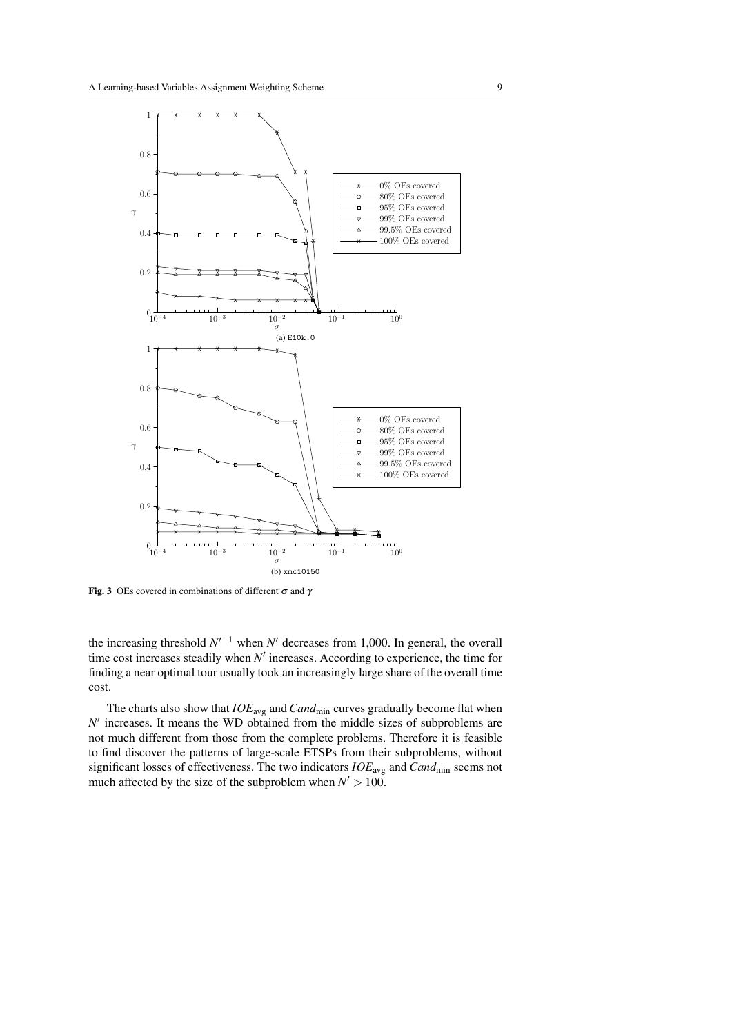Fig. 3 OEs covered in combinations of different $\sigma$ and $\gamma$

the increasing threshold $N'^{-1}$ when $N'$ decreases from 1,000. In general, the overall time cost increases steadily when $N'$ increases. According to experience, the time for finding a near optimal tour usually took an increasingly large share of the overall time cost.

The charts also show that $IOE_{\text{avg}}$ and $Cand_{\text{min}}$ curves gradually become flat when $N'$ increases. It means the WD obtained from the middle sizes of subproblems are not much different from those from the complete problems. Therefore it is feasible to find discover the patterns of large-scale ETSPs from their subproblems, without significant losses of effectiveness. The two indicators $IOE_{\text{avg}}$ and $Cand_{\text{min}}$ seems not much affected by the size of the subproblem when $N' > 100$.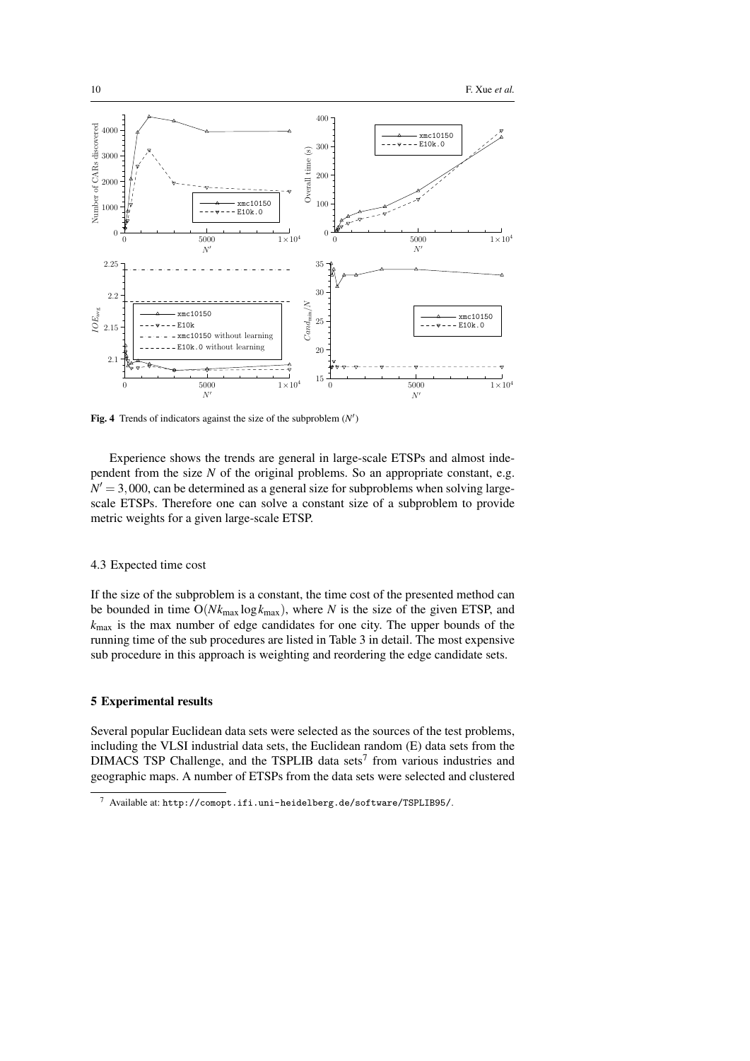**Fig. 4** Trends of indicators against the size of the subproblem ($N'$)

Experience shows the trends are general in large-scale ETSPs and almost independent from the size $N$ of the original problems. So an appropriate constant, e.g. $N' = 3,000$, can be determined as a general size for subproblems when solving large-scale ETSPs. Therefore one can solve a constant size of a subproblem to provide metric weights for a given large-scale ETSP.

### 4.3 Expected time cost

If the size of the subproblem is a constant, the time cost of the presented method can be bounded in time $O(Nk_{\max} \log k_{\max})$, where $N$ is the size of the given ETSP, and $k_{\max}$ is the max number of edge candidates for one city. The upper bounds of the running time of the sub procedures are listed in Table 3 in detail. The most expensive sub procedure in this approach is weighting and reordering the edge candidate sets.

## 5 Experimental results

Several popular Euclidean data sets were selected as the sources of the test problems, including the VLSI industrial data sets, the Euclidean random (E) data sets from the DIMACS TSP Challenge, and the TSPLIB data sets[7] from various industries and geographic maps. A number of ETSPs from the data sets were selected and clustered

[7] Available at: http://comopt.ifi.uni-heidelberg.de/software/TSPLIB95/.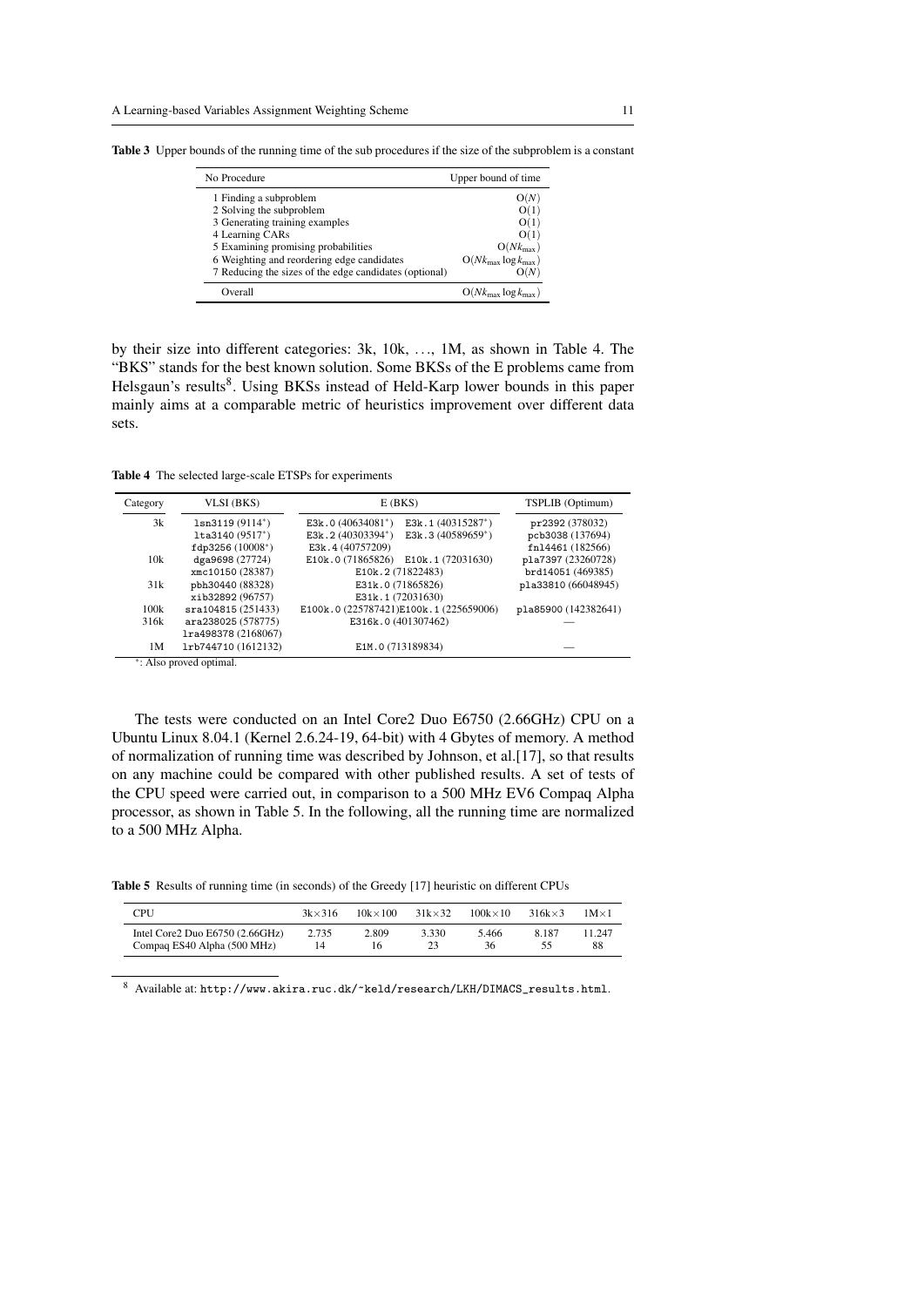**Table 3** Upper bounds of the running time of the sub procedures if the size of the subproblem is a constant

| No Procedure | Upper bound of time |
|---|---|
| 1 Finding a subproblem | $O(N)$ |
| 2 Solving the subproblem | $O(1)$ |
| 3 Generating training examples | $O(1)$ |
| 4 Learning CARs | $O(1)$ |
| 5 Examining promising probabilities | $O(Nk_{\max})$ |
| 6 Weighting and reordering edge candidates | $O(Nk_{\max} \log k_{\max})$ |
| 7 Reducing the sizes of the edge candidates (optional) | $O(N)$ |
| Overall | $O(Nk_{\max} \log k_{\max})$ |

by their size into different categories: 3k, 10k, ..., 1M, as shown in Table 4. The "BKS" stands for the best known solution. Some BKSs of the E problems came from Helsgaun's results[8]. Using BKSs instead of Held-Karp lower bounds in this paper mainly aims at a comparable metric of heuristics improvement over different data sets.

**Table 4** The selected large-scale ETSPs for experiments

| Category | VLSI (BKS) | E (BKS) | TSPLIB (Optimum) |
|---|---|---|---|
| 3k | `lsn3119` (9114*) <br> `lta3140` (9517*) <br> `fdp3256` (10008*) | `E3k.0` (40634081*) `E3k.1` (40315287*) <br> `E3k.2` (40303394*) `E3k.3` (40589659*) <br> `E3k.4` (40757209) | `pr2392` (378032) <br> `pcb3038` (137694) <br> `fnl4461` (182566) |
| 10k | `dga9698` (27724) <br> `xmc10150` (28387) | `E10k.0` (71865826) `E10k.1` (72031630) <br> `E10k.2` (71822483) | `pla7397` (23260728) <br> `brd14051` (469385) |
| 31k | `pbh30440` (88328) <br> `xib32892` (96757) | `E31k.0` (71865826) <br> `E31k.1` (72031630) | `pla33810` (66048945) |
| 100k | `sra104815` (251433) | `E100k.0` (225787421) `E100k.1` (225659006) | `pla85900` (142382641) |
| 316k | `ara238025` (578775) <br> `lra498378` (2168067) | `E316k.0` (401307462) | — |
| 1M | `lrb744710` (1612132) | `E1M.0` (713189834) | — |

*: Also proved optimal.

The tests were conducted on an Intel Core2 Duo E6750 (2.66GHz) CPU on a Ubuntu Linux 8.04.1 (Kernel 2.6.24-19, 64-bit) with 4 Gbytes of memory. A method of normalization of running time was described by Johnson, et al.[17], so that results on any machine could be compared with other published results. A set of tests of the CPU speed were carried out, in comparison to a 500 MHz EV6 Compaq Alpha processor, as shown in Table 5. In the following, all the running time are normalized to a 500 MHz Alpha.

**Table 5** Results of running time (in seconds) of the Greedy [17] heuristic on different CPUs

| CPU | 3k×316 | 10k×100 | 31k×32 | 100k×10 | 316k×3 | 1M×1 |
|---|---|---|---|---|---|---|
| Intel Core2 Duo E6750 (2.66GHz) | 2.735 | 2.809 | 3.330 | 5.466 | 8.187 | 11.247 |
| Compaq ES40 Alpha (500 MHz) | 14 | 16 | 23 | 36 | 55 | 88 |

[8] Available at: `http://www.akira.ruc.dk/~keld/research/LKH/DIMACS_results.html`.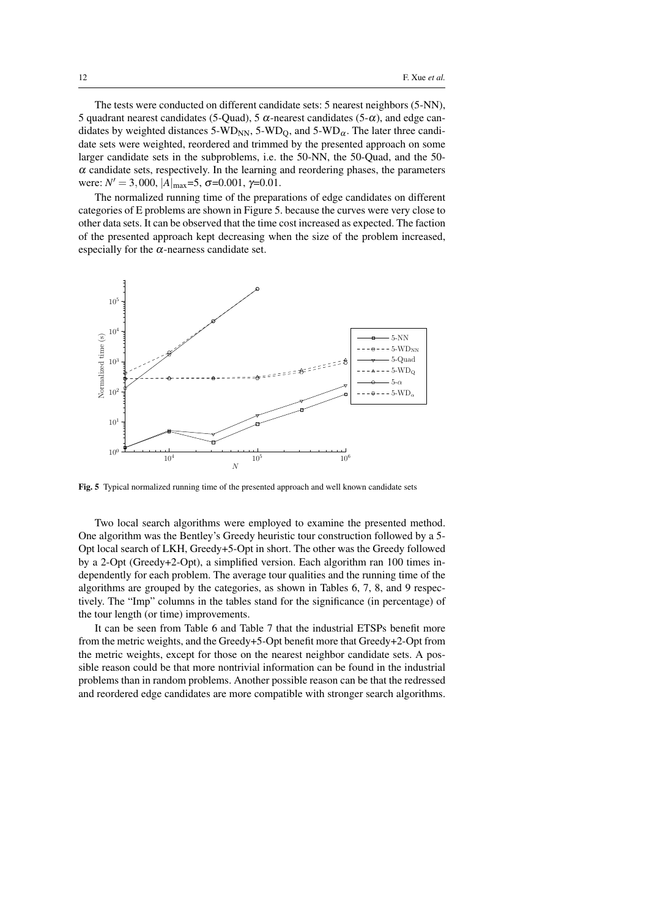The tests were conducted on different candidate sets: 5 nearest neighbors (5-NN), 5 quadrant nearest candidates (5-Quad), 5 $\alpha$-nearest candidates (5-$\alpha$), and edge candidates by weighted distances 5-WD$_{\text{NN}}$, 5-WD$_{\text{Q}}$, and 5-WD$_{\alpha}$. The later three candidate sets were weighted, reordered and trimmed by the presented approach on some larger candidate sets in the subproblems, i.e. the 50-NN, the 50-Quad, and the 50-$\alpha$ candidate sets, respectively. In the learning and reordering phases, the parameters were: $N' = 3,000$, $|A|_{\max}$=5, $\sigma$=0.001, $\gamma$=0.01.

The normalized running time of the preparations of edge candidates on different categories of E problems are shown in Figure 5. because the curves were very close to other data sets. It can be observed that the time cost increased as expected. The faction of the presented approach kept decreasing when the size of the problem increased, especially for the $\alpha$-nearness candidate set.

**Fig. 5** Typical normalized running time of the presented approach and well known candidate sets

Two local search algorithms were employed to examine the presented method. One algorithm was the Bentley's Greedy heuristic tour construction followed by a 5-Opt local search of LKH, Greedy+5-Opt in short. The other was the Greedy followed by a 2-Opt (Greedy+2-Opt), a simplified version. Each algorithm ran 100 times independently for each problem. The average tour qualities and the running time of the algorithms are grouped by the categories, as shown in Tables 6, 7, 8, and 9 respectively. The "Imp" columns in the tables stand for the significance (in percentage) of the tour length (or time) improvements.

It can be seen from Table 6 and Table 7 that the industrial ETSPs benefit more from the metric weights, and the Greedy+5-Opt benefit more that Greedy+2-Opt from the metric weights, except for those on the nearest neighbor candidate sets. A possible reason could be that more nontrivial information can be found in the industrial problems than in random problems. Another possible reason can be that the redressed and reordered edge candidates are more compatible with stronger search algorithms.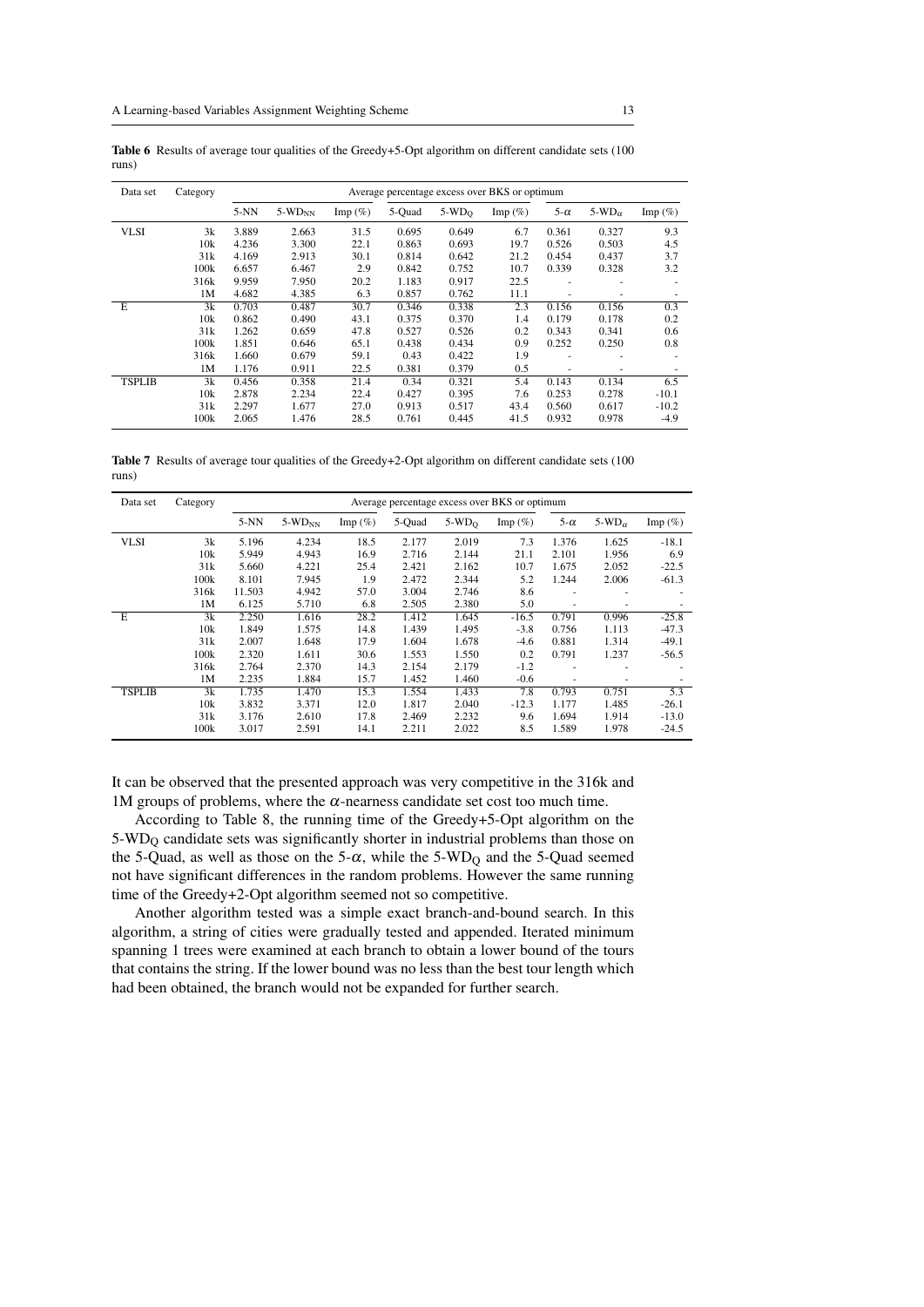**Table 6** Results of average tour qualities of the Greedy+5-Opt algorithm on different candidate sets (100 runs)

| Data set | Category | Average percentage excess over BKS or optimum | | | | | | | | |
|---|---|---|---|---|---|---|---|---|---|---|
| | | 5-NN | 5-$WD_{NN}$ | Imp (%) | 5-Quad | 5-$WD_Q$ | Imp (%) | 5-$\alpha$ | 5-$WD_\alpha$ | Imp (%) |
| VLSI | 3k | 3.889 | 2.663 | 31.5 | 0.695 | 0.649 | 6.7 | 0.361 | 0.327 | 9.3 |
| | 10k | 4.236 | 3.300 | 22.1 | 0.863 | 0.693 | 19.7 | 0.526 | 0.503 | 4.5 |
| | 31k | 4.169 | 2.913 | 30.1 | 0.814 | 0.642 | 21.2 | 0.454 | 0.437 | 3.7 |
| | 100k | 6.657 | 6.467 | 2.9 | 0.842 | 0.752 | 10.7 | 0.339 | 0.328 | 3.2 |
| | 316k | 9.959 | 7.950 | 20.2 | 1.183 | 0.917 | 22.5 | - | - | - |
| | 1M | 4.682 | 4.385 | 6.3 | 0.857 | 0.762 | 11.1 | - | - | - |
| E | 3k | 0.703 | 0.487 | 30.7 | 0.346 | 0.338 | 2.3 | 0.156 | 0.156 | 0.3 |
| | 10k | 0.862 | 0.490 | 43.1 | 0.375 | 0.370 | 1.4 | 0.179 | 0.178 | 0.2 |
| | 31k | 1.262 | 0.659 | 47.8 | 0.527 | 0.526 | 0.2 | 0.343 | 0.341 | 0.6 |
| | 100k | 1.851 | 0.646 | 65.1 | 0.438 | 0.434 | 0.9 | 0.252 | 0.250 | 0.8 |
| | 316k | 1.660 | 0.679 | 59.1 | 0.43 | 0.422 | 1.9 | - | - | - |
| | 1M | 1.176 | 0.911 | 22.5 | 0.381 | 0.379 | 0.5 | - | - | - |
| TSPLIB | 3k | 0.456 | 0.358 | 21.4 | 0.34 | 0.321 | 5.4 | 0.143 | 0.134 | 6.5 |
| | 10k | 2.878 | 2.234 | 22.4 | 0.427 | 0.395 | 7.6 | 0.253 | 0.278 | -10.1 |
| | 31k | 2.297 | 1.677 | 27.0 | 0.913 | 0.517 | 43.4 | 0.560 | 0.617 | -10.2 |
| | 100k | 2.065 | 1.476 | 28.5 | 0.761 | 0.445 | 41.5 | 0.932 | 0.978 | -4.9 |

**Table 7** Results of average tour qualities of the Greedy+2-Opt algorithm on different candidate sets (100 runs)

| Data set | Category | Average percentage excess over BKS or optimum | | | | | | | | |
|---|---|---|---|---|---|---|---|---|---|---|
| | | 5-NN | 5-$WD_{NN}$ | Imp (%) | 5-Quad | 5-$WD_Q$ | Imp (%) | 5-$\alpha$ | 5-$WD_\alpha$ | Imp (%) |
| VLSI | 3k | 5.196 | 4.234 | 18.5 | 2.177 | 2.019 | 7.3 | 1.376 | 1.625 | -18.1 |
| | 10k | 5.949 | 4.943 | 16.9 | 2.716 | 2.144 | 21.1 | 2.101 | 1.956 | 6.9 |
| | 31k | 5.660 | 4.221 | 25.4 | 2.421 | 2.162 | 10.7 | 1.675 | 2.052 | -22.5 |
| | 100k | 8.101 | 7.945 | 1.9 | 2.472 | 2.344 | 5.2 | 1.244 | 2.006 | -61.3 |
| | 316k | 11.503 | 4.942 | 57.0 | 3.004 | 2.746 | 8.6 | - | - | - |
| | 1M | 6.125 | 5.710 | 6.8 | 2.505 | 2.380 | 5.0 | - | - | - |
| E | 3k | 2.250 | 1.616 | 28.2 | 1.412 | 1.645 | -16.5 | 0.791 | 0.996 | -25.8 |
| | 10k | 1.849 | 1.575 | 14.8 | 1.439 | 1.495 | -3.8 | 0.756 | 1.113 | -47.3 |
| | 31k | 2.007 | 1.648 | 17.9 | 1.604 | 1.678 | -4.6 | 0.881 | 1.314 | -49.1 |
| | 100k | 2.320 | 1.611 | 30.6 | 1.553 | 1.550 | 0.2 | 0.791 | 1.237 | -56.5 |
| | 316k | 2.764 | 2.370 | 14.3 | 2.154 | 2.179 | -1.2 | - | - | - |
| | 1M | 2.235 | 1.884 | 15.7 | 1.452 | 1.460 | -0.6 | - | - | - |
| TSPLIB | 3k | 1.735 | 1.470 | 15.3 | 1.554 | 1.433 | 7.8 | 0.793 | 0.751 | 5.3 |
| | 10k | 3.832 | 3.371 | 12.0 | 1.817 | 2.040 | -12.3 | 1.177 | 1.485 | -26.1 |
| | 31k | 3.176 | 2.610 | 17.8 | 2.469 | 2.232 | 9.6 | 1.694 | 1.914 | -13.0 |
| | 100k | 3.017 | 2.591 | 14.1 | 2.211 | 2.022 | 8.5 | 1.589 | 1.978 | -24.5 |

It can be observed that the presented approach was very competitive in the 316k and 1M groups of problems, where the $\alpha$-nearness candidate set cost too much time.

According to Table 8, the running time of the Greedy+5-Opt algorithm on the 5-$WD_Q$ candidate sets was significantly shorter in industrial problems than those on the 5-Quad, as well as those on the 5-$\alpha$, while the 5-$WD_Q$ and the 5-Quad seemed not have significant differences in the random problems. However the same running time of the Greedy+2-Opt algorithm seemed not so competitive.

Another algorithm tested was a simple exact branch-and-bound search. In this algorithm, a string of cities were gradually tested and appended. Iterated minimum spanning 1 trees were examined at each branch to obtain a lower bound of the tours that contains the string. If the lower bound was no less than the best tour length which had been obtained, the branch would not be expanded for further search.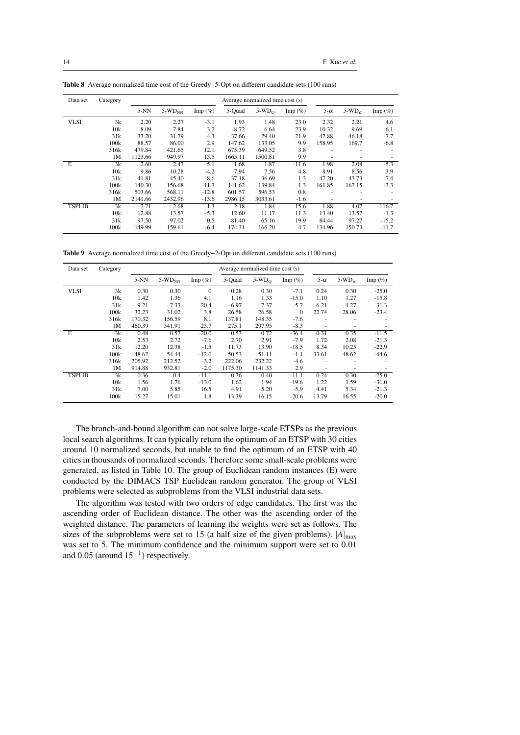**Table 8** Average normalized time cost of the Greedy+5-Opt on different candidate sets (100 runs)

| Data set | Category | Average normalized time cost (s) | | | | | | | | |
|---|---|---|---|---|---|---|---|---|---|---|
| | | 5-NN | 5-WD$_{NN}$ | Imp (%) | 5-Quad | 5-WD$_{Q}$ | Imp (%) | 5-$\alpha$ | 5-WD$_{\alpha}$ | Imp (%) |
| VLSI | 3k | 2.20 | 2.27 | -3.1 | 1.93 | 1.48 | 23.0 | 2.32 | 2.21 | 4.6 |
| | 10k | 8.09 | 7.84 | 3.2 | 8.72 | 6.64 | 23.9 | 10.32 | 9.69 | 6.1 |
| | 31k | 33.20 | 31.79 | 4.3 | 37.66 | 29.40 | 21.9 | 42.88 | 46.18 | -7.7 |
| | 100k | 88.57 | 86.00 | 2.9 | 147.62 | 133.05 | 9.9 | 158.95 | 169.7 | -6.8 |
| | 316k | 479.84 | 421.65 | 12.1 | 675.39 | 649.52 | 3.8 | - | - | - |
| | 1M | 1123.66 | 949.97 | 15.5 | 1665.11 | 1500.81 | 9.9 | - | - | - |
| E | 3k | 2.60 | 2.47 | 5.1 | 1.68 | 1.87 | -11.6 | 1.98 | 2.08 | -5.3 |
| | 10k | 9.86 | 10.28 | -4.2 | 7.94 | 7.56 | 4.8 | 8.91 | 8.56 | 3.9 |
| | 31k | 41.81 | 45.40 | -8.6 | 37.18 | 36.69 | 1.3 | 47.20 | 43.73 | 7.4 |
| | 100k | 140.30 | 156.68 | -11.7 | 141.62 | 139.84 | 1.3 | 161.85 | 167.15 | -3.3 |
| | 316k | 503.66 | 568.11 | -12.8 | 601.57 | 596.53 | 0.8 | - | - | - |
| | 1M | 2141.66 | 2432.96 | -13.6 | 2986.15 | 3033.61 | -1.6 | - | - | - |
| TSPLIB | 3k | 2.71 | 2.68 | 1.3 | 2.18 | 1.84 | 15.6 | 1.88 | 4.07 | -116.7 |
| | 10k | 12.88 | 13.57 | -5.3 | 12.60 | 11.17 | 11.3 | 13.40 | 13.57 | -1.3 |
| | 31k | 97.50 | 97.02 | 0.5 | 81.40 | 65.16 | 19.9 | 84.44 | 97.27 | -15.2 |
| | 100k | 149.99 | 159.61 | -6.4 | 174.31 | 166.20 | 4.7 | 134.96 | 150.73 | -11.7 |

**Table 9** Average normalized time cost of the Greedy+2-Opt on different candidate sets (100 runs)

| Data set | Category | Average normalized time cost (s) | | | | | | | | |
|---|---|---|---|---|---|---|---|---|---|---|
| | | 5-NN | 5-WD$_{NN}$ | Imp (%) | 5-Quad | 5-WD$_{Q}$ | Imp (%) | 5-$\alpha$ | 5-WD$_{\alpha}$ | Imp (%) |
| VLSI | 3k | 0.30 | 0.30 | 0 | 0.28 | 0.30 | -7.1 | 0.24 | 0.30 | -25.0 |
| | 10k | 1.42 | 1.36 | 4.1 | 1.16 | 1.33 | -15.0 | 1.10 | 1.27 | -15.8 |
| | 31k | 9.21 | 7.33 | 20.4 | 6.97 | 7.37 | -5.7 | 6.21 | 4.27 | 31.3 |
| | 100k | 32.23 | 31.02 | 3.8 | 26.58 | 26.58 | 0 | 22.74 | 28.06 | -23.4 |
| | 316k | 170.32 | 156.59 | 8.1 | 137.81 | 148.35 | -7.6 | - | - | - |
| | 1M | 460.39 | 341.91 | 25.7 | 275.1 | 297.95 | -8.3 | - | - | - |
| E | 3k | 0.48 | 0.57 | -20.0 | 0.53 | 0.72 | -36.4 | 0.31 | 0.35 | -11.5 |
| | 10k | 2.53 | 2.72 | -7.6 | 2.70 | 2.91 | -7.9 | 1.72 | 2.08 | -21.3 |
| | 31k | 12.20 | 12.38 | -1.5 | 11.73 | 13.90 | -18.5 | 8.34 | 10.25 | -22.9 |
| | 100k | 48.62 | 54.44 | -12.0 | 50.53 | 51.11 | -1.1 | 33.61 | 48.62 | -44.6 |
| | 316k | 205.92 | 212.52 | -3.2 | 222.06 | 232.22 | -4.6 | - | - | - |
| | 1M | 914.88 | 932.81 | -2.0 | 1175.30 | 1141.33 | 2.9 | - | - | - |
| TSPLIB | 3k | 0.36 | 0.4 | -11.1 | 0.36 | 0.40 | -11.1 | 0.24 | 0.30 | -25.0 |
| | 10k | 1.56 | 1.76 | -13.0 | 1.62 | 1.94 | -19.6 | 1.22 | 1.59 | -31.0 |
| | 31k | 7.00 | 5.85 | 16.5 | 4.91 | 5.20 | -5.9 | 4.41 | 5.34 | -21.3 |
| | 100k | 15.27 | 15.01 | 1.8 | 13.39 | 16.15 | -20.6 | 13.79 | 16.55 | -20.0 |

The branch-and-bound algorithm can not solve large-scale ETSPs as the previous local search algorithms. It can typically return the optimum of an ETSP with 30 cities around 10 normalized seconds, but unable to find the optimum of an ETSP with 40 cities in thousands of normalized seconds. Therefore some small-scale problems were generated, as listed in Table 10. The group of Euclidean random instances (E) were conducted by the DIMACS TSP Euclidean random generator. The group of VLSI problems were selected as subproblems from the VLSI industrial data sets.

The algorithm was tested with two orders of edge candidates. The first was the ascending order of Euclidean distance. The other was the ascending order of the weighted distance. The parameters of learning the weights were set as follows. The sizes of the subproblems were set to 15 (a half size of the given problems). $|A|_{\max}$ was set to 5. The minimum confidence and the minimum support were set to 0.01 and 0.05 (around $15^{-1}$) respectively.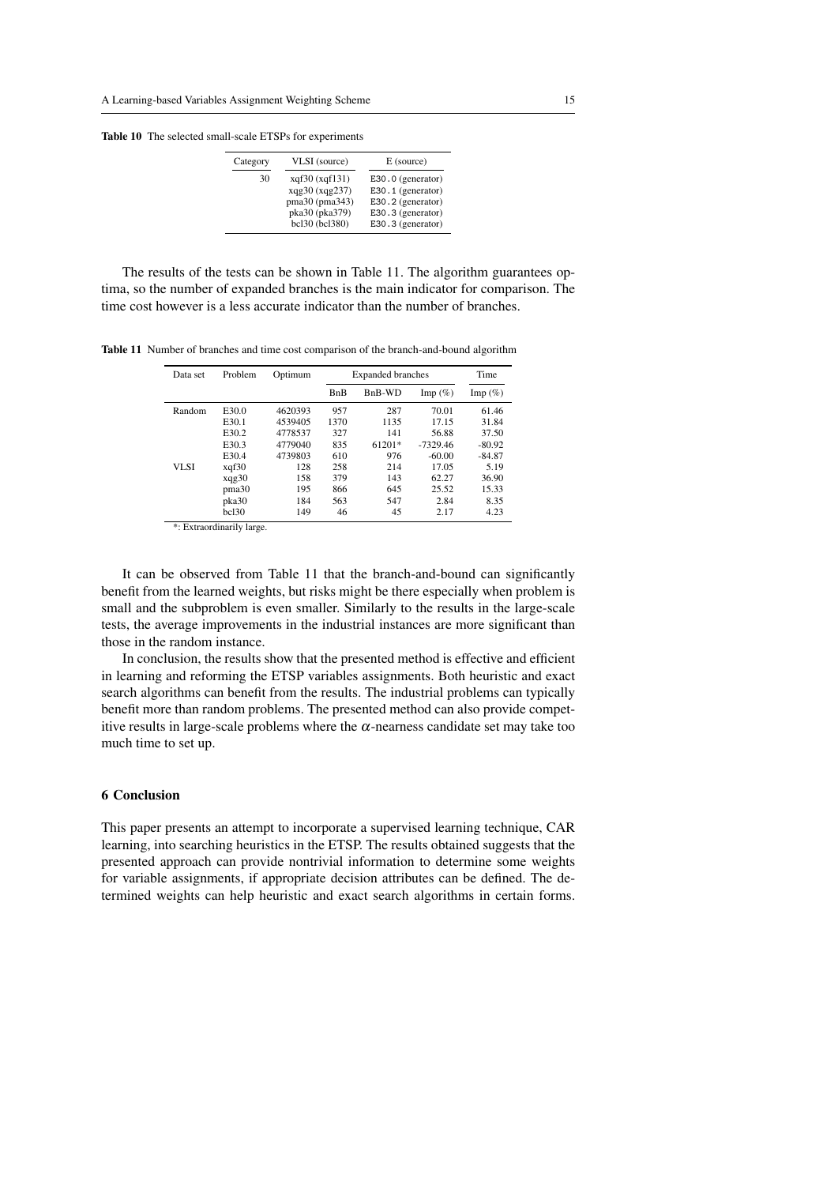**Table 10** The selected small-scale ETSPs for experiments

| Category | VLSI (source) | E (source) |
|---|---|---|
| 30 | xqf30 (xqf131) | `E30.0` (generator) |
| | xqg30 (xqg237) | `E30.1` (generator) |
| | pma30 (pma343) | `E30.2` (generator) |
| | pka30 (pka379) | `E30.3` (generator) |
| | bcl30 (bcl380) | `E30.3` (generator) |

The results of the tests can be shown in Table 11. The algorithm guarantees optima, so the number of expanded branches is the main indicator for comparison. The time cost however is a less accurate indicator than the number of branches.

**Table 11** Number of branches and time cost comparison of the branch-and-bound algorithm

| Data set | Problem | Optimum | Expanded branches | | | Time |
|---|---|---|---|---|---|---|
| | | | BnB | BnB-WD | Imp (%) | Imp (%) |
| Random | E30.0 | 4620393 | 957 | 287 | 70.01 | 61.46 |
| | E30.1 | 4539405 | 1370 | 1135 | 17.15 | 31.84 |
| | E30.2 | 4778537 | 327 | 141 | 56.88 | 37.50 |
| | E30.3 | 4779040 | 835 | 61201* | -7329.46 | -80.92 |
| | E30.4 | 4739803 | 610 | 976 | -60.00 | -84.87 |
| VLSI | xqf30 | 128 | 258 | 214 | 17.05 | 5.19 |
| | xqg30 | 158 | 379 | 143 | 62.27 | 36.90 |
| | pma30 | 195 | 866 | 645 | 25.52 | 15.33 |
| | pka30 | 184 | 563 | 547 | 2.84 | 8.35 |
| | bcl30 | 149 | 46 | 45 | 2.17 | 4.23 |

*: Extraordinarily large.

It can be observed from Table 11 that the branch-and-bound can significantly benefit from the learned weights, but risks might be there especially when problem is small and the subproblem is even smaller. Similarly to the results in the large-scale tests, the average improvements in the industrial instances are more significant than those in the random instance.

In conclusion, the results show that the presented method is effective and efficient in learning and reforming the ETSP variables assignments. Both heuristic and exact search algorithms can benefit from the results. The industrial problems can typically benefit more than random problems. The presented method can also provide competitive results in large-scale problems where the $\alpha$-nearness candidate set may take too much time to set up.

## 6 Conclusion

This paper presents an attempt to incorporate a supervised learning technique, CAR learning, into searching heuristics in the ETSP. The results obtained suggests that the presented approach can provide nontrivial information to determine some weights for variable assignments, if appropriate decision attributes can be defined. The determined weights can help heuristic and exact search algorithms in certain forms.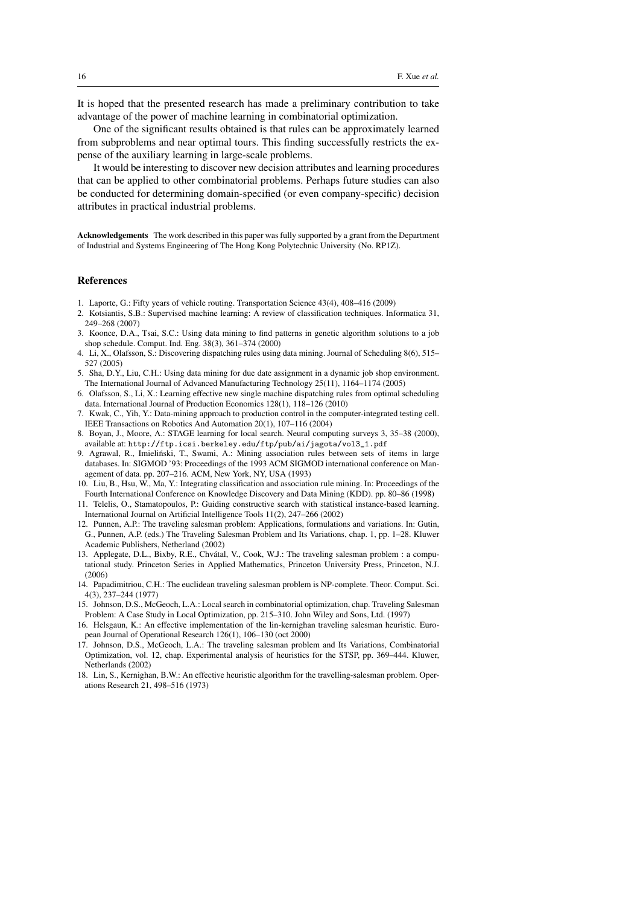It is hoped that the presented research has made a preliminary contribution to take advantage of the power of machine learning in combinatorial optimization.

One of the significant results obtained is that rules can be approximately learned from subproblems and near optimal tours. This finding successfully restricts the expense of the auxiliary learning in large-scale problems.

It would be interesting to discover new decision attributes and learning procedures that can be applied to other combinatorial problems. Perhaps future studies can also be conducted for determining domain-specified (or even company-specific) decision attributes in practical industrial problems.

**Acknowledgements** The work described in this paper was fully supported by a grant from the Department of Industrial and Systems Engineering of The Hong Kong Polytechnic University (No. RP1Z).

## References

1. Laporte, G.: Fifty years of vehicle routing. Transportation Science 43(4), 408–416 (2009)
2. Kotsiantis, S.B.: Supervised machine learning: A review of classification techniques. Informatica 31, 249–268 (2007)
3. Koonce, D.A., Tsai, S.C.: Using data mining to find patterns in genetic algorithm solutions to a job shop schedule. Comput. Ind. Eng. 38(3), 361–374 (2000)
4. Li, X., Olafsson, S.: Discovering dispatching rules using data mining. Journal of Scheduling 8(6), 515–527 (2005)
5. Sha, D.Y., Liu, C.H.: Using data mining for due date assignment in a dynamic job shop environment. The International Journal of Advanced Manufacturing Technology 25(11), 1164–1174 (2005)
6. Olafsson, S., Li, X.: Learning effective new single machine dispatching rules from optimal scheduling data. International Journal of Production Economics 128(1), 118–126 (2010)
7. Kwak, C., Yih, Y.: Data-mining approach to production control in the computer-integrated testing cell. IEEE Transactions on Robotics And Automation 20(1), 107–116 (2004)
8. Boyan, J., Moore, A.: STAGE learning for local search. Neural computing surveys 3, 35–38 (2000), available at: `http://ftp.icsi.berkeley.edu/ftp/pub/ai/jagota/vol3_1.pdf`
9. Agrawal, R., Imieliński, T., Swami, A.: Mining association rules between sets of items in large databases. In: SIGMOD '93: Proceedings of the 1993 ACM SIGMOD international conference on Management of data. pp. 207–216. ACM, New York, NY, USA (1993)
10. Liu, B., Hsu, W., Ma, Y.: Integrating classification and association rule mining. In: Proceedings of the Fourth International Conference on Knowledge Discovery and Data Mining (KDD). pp. 80–86 (1998)
11. Telelis, O., Stamatopoulos, P.: Guiding constructive search with statistical instance-based learning. International Journal on Artificial Intelligence Tools 11(2), 247–266 (2002)
12. Punnen, A.P.: The traveling salesman problem: Applications, formulations and variations. In: Gutin, G., Punnen, A.P. (eds.) The Traveling Salesman Problem and Its Variations, chap. 1, pp. 1–28. Kluwer Academic Publishers, Netherland (2002)
13. Applegate, D.L., Bixby, R.E., Chvátal, V., Cook, W.J.: The traveling salesman problem : a computational study. Princeton Series in Applied Mathematics, Princeton University Press, Princeton, N.J. (2006)
14. Papadimitriou, C.H.: The euclidean traveling salesman problem is NP-complete. Theor. Comput. Sci. 4(3), 237–244 (1977)
15. Johnson, D.S., McGeoch, L.A.: Local search in combinatorial optimization, chap. Traveling Salesman Problem: A Case Study in Local Optimization, pp. 215–310. John Wiley and Sons, Ltd. (1997)
16. Helsgaun, K.: An effective implementation of the lin-kernighan traveling salesman heuristic. European Journal of Operational Research 126(1), 106–130 (oct 2000)
17. Johnson, D.S., McGeoch, L.A.: The traveling salesman problem and Its Variations, Combinatorial Optimization, vol. 12, chap. Experimental analysis of heuristics for the STSP, pp. 369–444. Kluwer, Netherlands (2002)
18. Lin, S., Kernighan, B.W.: An effective heuristic algorithm for the travelling-salesman problem. Operations Research 21, 498–516 (1973)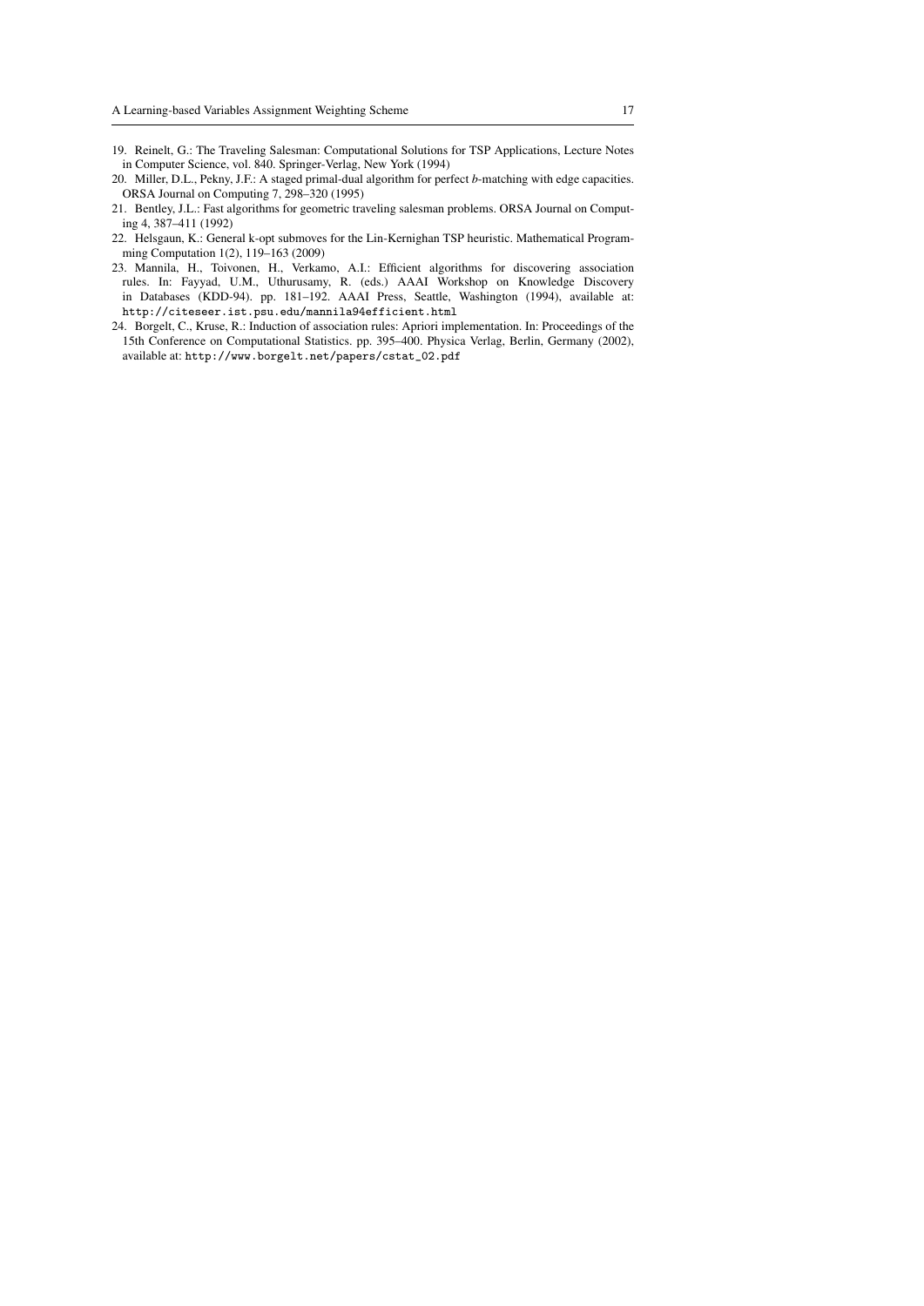19. Reinelt, G.: The Traveling Salesman: Computational Solutions for TSP Applications, Lecture Notes in Computer Science, vol. 840. Springer-Verlag, New York (1994)
20. Miller, D.L., Pekny, J.F.: A staged primal-dual algorithm for perfect *b*-matching with edge capacities. ORSA Journal on Computing 7, 298–320 (1995)
21. Bentley, J.L.: Fast algorithms for geometric traveling salesman problems. ORSA Journal on Computing 4, 387–411 (1992)
22. Helsgaun, K.: General k-opt submoves for the Lin-Kernighan TSP heuristic. Mathematical Programming Computation 1(2), 119–163 (2009)
23. Mannila, H., Toivonen, H., Verkamo, A.I.: Efficient algorithms for discovering association rules. In: Fayyad, U.M., Uthurusamy, R. (eds.) AAAI Workshop on Knowledge Discovery in Databases (KDD-94). pp. 181–192. AAAI Press, Seattle, Washington (1994), available at: `http://citeseer.ist.psu.edu/mannila94efficient.html`
24. Borgelt, C., Kruse, R.: Induction of association rules: Apriori implementation. In: Proceedings of the 15th Conference on Computational Statistics. pp. 395–400. Physica Verlag, Berlin, Germany (2002), available at: `http://www.borgelt.net/papers/cstat_02.pdf`